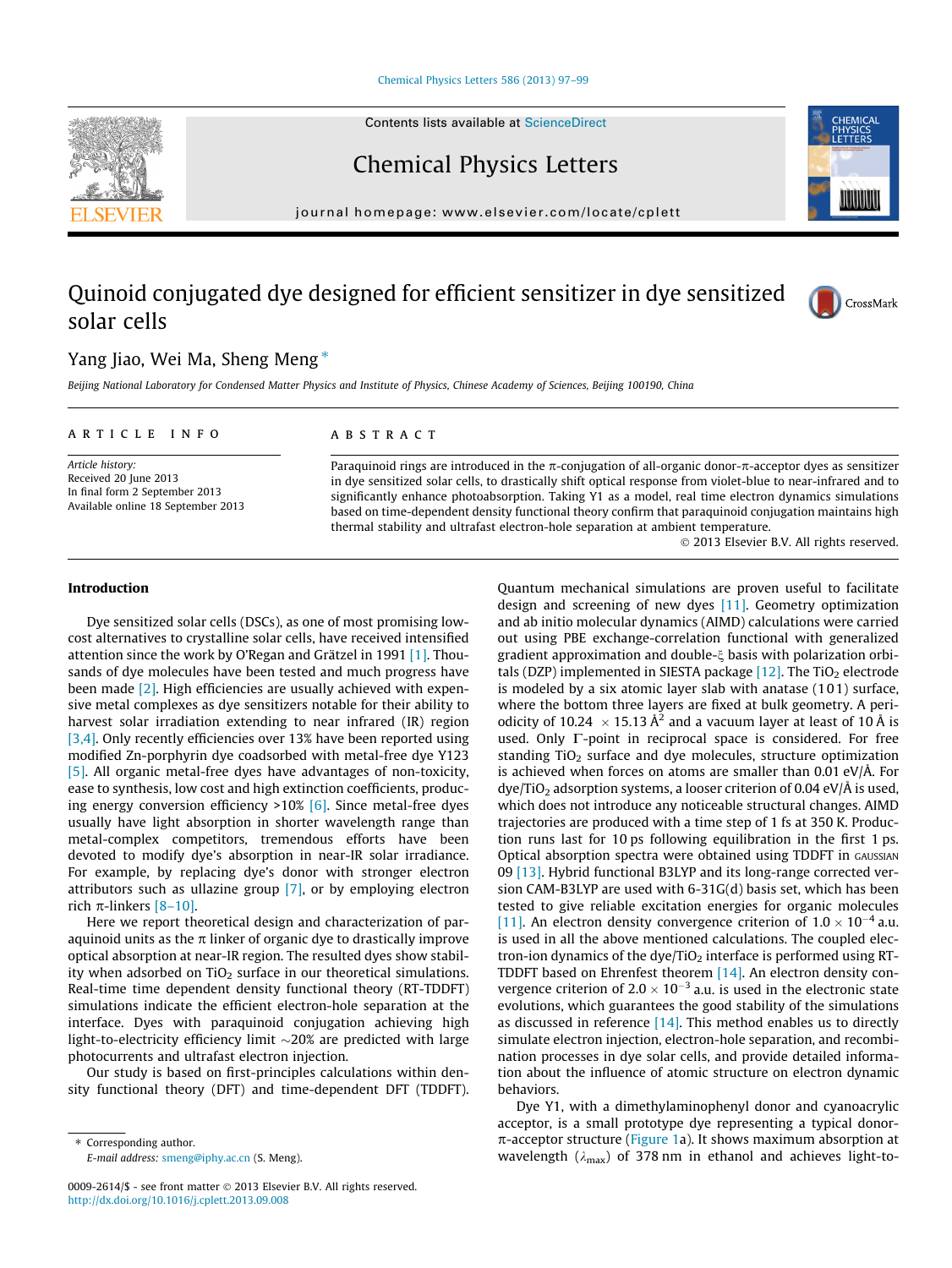# Quinoid conjugated dye designed for efficient sensitizer in dye sensitized solar cells

Yang Jiao, Wei Ma, Sheng Meng *

*Beijing National Laboratory for Condensed Matter Physics and Institute of Physics, Chinese Academy of Sciences, Beijing 100190, China*

## ARTICLE INFO

*Article history:*
Received 20 June 2013
In final form 2 September 2013
Available online 18 September 2013

## ABSTRACT

Paraquinoid rings are introduced in the π-conjugation of all-organic donor-π-acceptor dyes as sensitizer in dye sensitized solar cells, to drastically shift optical response from violet-blue to near-infrared and to significantly enhance photoabsorption. Taking Y1 as a model, real time electron dynamics simulations based on time-dependent density functional theory confirm that paraquinoid conjugation maintains high thermal stability and ultrafast electron-hole separation at ambient temperature.

© 2013 Elsevier B.V. All rights reserved.

## Introduction

Dye sensitized solar cells (DSCs), as one of most promising low-cost alternatives to crystalline solar cells, have received intensified attention since the work by O'Regan and Grätzel in 1991 [1]. Thousands of dye molecules have been tested and much progress have been made [2]. High efficiencies are usually achieved with expensive metal complexes as dye sensitizers notable for their ability to harvest solar irradiation extending to near infrared (IR) region [3,4]. Only recently efficiencies over 13% have been reported using modified Zn-porphyrin dye coadsorbed with metal-free dye Y123 [5]. All organic metal-free dyes have advantages of non-toxicity, ease to synthesis, low cost and high extinction coefficients, producing energy conversion efficiency >10% [6]. Since metal-free dyes usually have light absorption in shorter wavelength range than metal-complex competitors, tremendous efforts have been devoted to modify dye's absorption in near-IR solar irradiance. For example, by replacing dye's donor with stronger electron attributors such as ullazine group [7], or by employing electron rich π-linkers [8–10].

Here we report theoretical design and characterization of paraquinoid units as the π linker of organic dye to drastically improve optical absorption at near-IR region. The resulted dyes show stability when adsorbed on $TiO_2$ surface in our theoretical simulations. Real-time time dependent density functional theory (RT-TDDFT) simulations indicate the efficient electron-hole separation at the interface. Dyes with paraquinoid conjugation achieving high light-to-electricity efficiency limit ~20% are predicted with large photocurrents and ultrafast electron injection.

Our study is based on first-principles calculations within density functional theory (DFT) and time-dependent DFT (TDDFT). Quantum mechanical simulations are proven useful to facilitate design and screening of new dyes [11]. Geometry optimization and ab initio molecular dynamics (AIMD) calculations were carried out using PBE exchange-correlation functional with generalized gradient approximation and double-ξ basis with polarization orbitals (DZP) implemented in SIESTA package [12]. The $TiO_2$ electrode is modeled by a six atomic layer slab with anatase (101) surface, where the bottom three layers are fixed at bulk geometry. A periodicity of $10.24 \times 15.13$ Å$^2$ and a vacuum layer at least of 10 Å is used. Only Γ-point in reciprocal space is considered. For free standing $TiO_2$ surface and dye molecules, structure optimization is achieved when forces on atoms are smaller than 0.01 eV/Å. For dye/$TiO_2$ adsorption systems, a looser criterion of 0.04 eV/Å is used, which does not introduce any noticeable structural changes. AIMD trajectories are produced with a time step of 1 fs at 350 K. Production runs last for 10 ps following equilibration in the first 1 ps. Optical absorption spectra were obtained using TDDFT in GAUSSIAN 09 [13]. Hybrid functional B3LYP and its long-range corrected version CAM-B3LYP are used with 6-31G(d) basis set, which has been tested to give reliable excitation energies for organic molecules [11]. An electron density convergence criterion of $1.0 \times 10^{-4}$ a.u. is used in all the above mentioned calculations. The coupled electron-ion dynamics of the dye/$TiO_2$ interface is performed using RT-TDDFT based on Ehrenfest theorem [14]. An electron density convergence criterion of $2.0 \times 10^{-3}$ a.u. is used in the electronic state evolutions, which guarantees the good stability of the simulations as discussed in reference [14]. This method enables us to directly simulate electron injection, electron-hole separation, and recombination processes in dye solar cells, and provide detailed information about the influence of atomic structure on electron dynamic behaviors.

Dye Y1, with a dimethylaminophenyl donor and cyanoacrylic acceptor, is a small prototype dye representing a typical donor-π-acceptor structure (Figure 1a). It shows maximum absorption at wavelength ($\lambda_{max}$) of 378 nm in ethanol and achieves light-to-

* Corresponding author.
E-mail address: smeng@iphy.ac.cn (S. Meng).

0009-2614/$ - see front matter © 2013 Elsevier B.V. All rights reserved.
http://dx.doi.org/10.1016/j.cplett.2013.09.008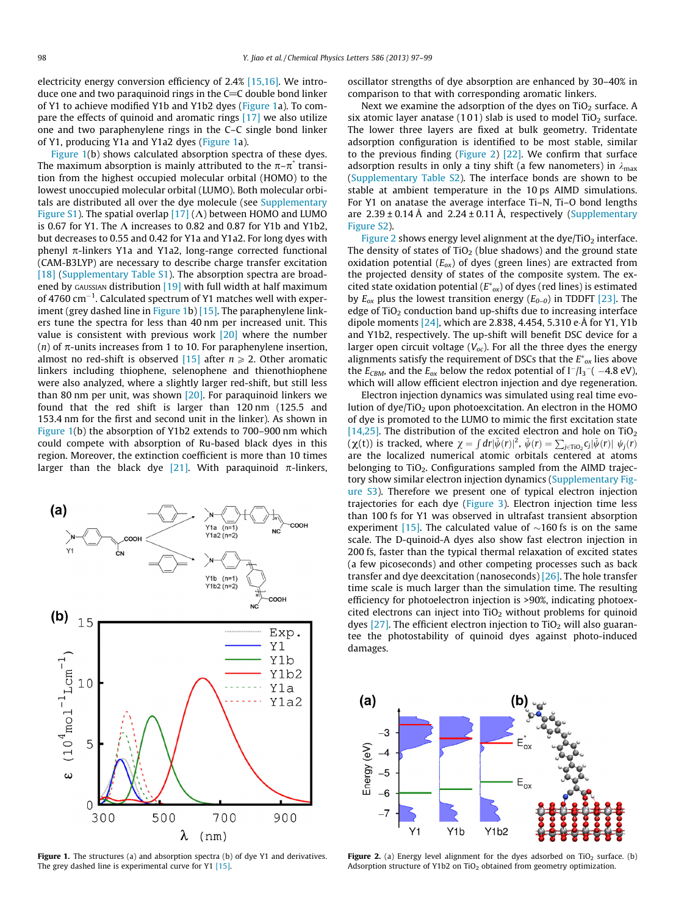electricity energy conversion efficiency of 2.4% [15,16]. We introduce one and two paraquinoid rings in the C=C double bond linker of Y1 to achieve modified Y1b and Y1b2 dyes (Figure 1a). To compare the effects of quinoid and aromatic rings [17] we also utilize one and two paraphenylene rings in the C–C single bond linker of Y1, producing Y1a and Y1a2 dyes (Figure 1a).

Figure 1(b) shows calculated absorption spectra of these dyes. The maximum absorption is mainly attributed to the $\pi$–$\pi^*$ transition from the highest occupied molecular orbital (HOMO) to the lowest unoccupied molecular orbital (LUMO). Both molecular orbitals are distributed all over the dye molecule (see Supplementary Figure S1). The spatial overlap [17] ($\Lambda$) between HOMO and LUMO is 0.67 for Y1. The $\Lambda$ increases to 0.82 and 0.87 for Y1b and Y1b2, but decreases to 0.55 and 0.42 for Y1a and Y1a2. For long dyes with phenyl $\pi$-linkers Y1a and Y1a2, long-range corrected functional (CAM-B3LYP) are necessary to describe charge transfer excitation [18] (Supplementary Table S1). The absorption spectra are broadened by GAUSSIAN distribution [19] with full width at half maximum of 4760 $cm^{-1}$. Calculated spectrum of Y1 matches well with experiment (grey dashed line in Figure 1b) [15]. The paraphenylene linkers tune the spectra for less than 40 nm per increased unit. This value is consistent with previous work [20] where the number ($n$) of $\pi$-units increases from 1 to 10. For paraphenylene insertion, almost no red-shift is observed [15] after $n \geqslant 2$. Other aromatic linkers including thiophene, selenophene and thienothiophene were also analyzed, where a slightly larger red-shift, but still less than 80 nm per unit, was shown [20]. For paraquinoid linkers we found that the red shift is larger than 120 nm (125.5 and 153.4 nm for the first and second unit in the linker). As shown in Figure 1(b) the absorption of Y1b2 extends to 700–900 nm which could compete with absorption of Ru-based black dyes in this region. Moreover, the extinction coefficient is more than 10 times larger than the black dye [21]. With paraquinoid $\pi$-linkers, oscillator strengths of dye absorption are enhanced by 30–40% in comparison to that with corresponding aromatic linkers.

**Figure 1.** The structures (a) and absorption spectra (b) of dye Y1 and derivatives. The grey dashed line is experimental curve for Y1 [15].

Next we examine the adsorption of the dyes on $TiO_2$ surface. A six atomic layer anatase (101) slab is used to model $TiO_2$ surface. The lower three layers are fixed at bulk geometry. Tridentate adsorption configuration is identified to be most stable, similar to the previous finding (Figure 2) [22]. We confirm that surface adsorption results in only a tiny shift (a few nanometers) in $\lambda_{max}$ (Supplementary Table S2). The interface bonds are shown to be stable at ambient temperature in the 10 ps AIMD simulations. For Y1 on anatase the average interface Ti–N, Ti–O bond lengths are $2.39 \pm 0.14$ Å and $2.24 \pm 0.11$ Å, respectively (Supplementary Figure S2).

Figure 2 shows energy level alignment at the dye/$TiO_2$ interface. The density of states of $TiO_2$ (blue shadows) and the ground state oxidation potential ($E_{ox}$) of dyes (green lines) are extracted from the projected density of states of the composite system. The excited state oxidation potential ($E^*_{ox}$) of dyes (red lines) is estimated by $E_{ox}$ plus the lowest transition energy ($E_{0-0}$) in TDDFT [23]. The edge of $TiO_2$ conduction band up-shifts due to increasing interface dipole moments [24], which are 2.838, 4.454, 5.310 e·Å for Y1, Y1b and Y1b2, respectively. The up-shift will benefit DSC device for a larger open circuit voltage ($V_{oc}$). For all the three dyes the energy alignments satisfy the requirement of DSCs that the $E^*_{ox}$ lies above the $E_{CBM}$, and the $E_{ox}$ below the redox potential of $I^-/I_3^-$ ( $-4.8$ eV), which will allow efficient electron injection and dye regeneration.

Electron injection dynamics was simulated using real time evolution of dye/$TiO_2$ upon photoexcitation. An electron in the HOMO of dye is promoted to the LUMO to mimic the first excitation state [14,25]. The distribution of the excited electron and hole on $TiO_2$ ($\chi$(t)) is tracked, where $\chi = \int dr|\tilde{\psi}(r)|^2$, $\tilde{\psi}(r) = \sum_{j \in TiO_2} c_j|\tilde{\psi}(r)|$ $\psi_j(r)$ are the localized numerical atomic orbitals centered at atoms belonging to $TiO_2$. Configurations sampled from the AIMD trajectory show similar electron injection dynamics (Supplementary Figure S3). Therefore we present one of typical electron injection trajectories for each dye (Figure 3). Electron injection time less than 100 fs for Y1 was observed in ultrafast transient absorption experiment [15]. The calculated value of ~160 fs is on the same scale. The D-quinoid-A dyes also show fast electron injection in 200 fs, faster than the typical thermal relaxation of excited states (a few picoseconds) and other competing processes such as back transfer and dye deexcitation (nanoseconds) [26]. The hole transfer time scale is much larger than the simulation time. The resulting efficiency for photoelectron injection is >90%, indicating photoexcited electrons can inject into $TiO_2$ without problems for quinoid dyes [27]. The efficient electron injection to $TiO_2$ will also guarantee the photostability of quinoid dyes against photo-induced damages.

**Figure 2.** (a) Energy level alignment for the dyes adsorbed on $TiO_2$ surface. (b) Adsorption structure of Y1b2 on $TiO_2$ obtained from geometry optimization.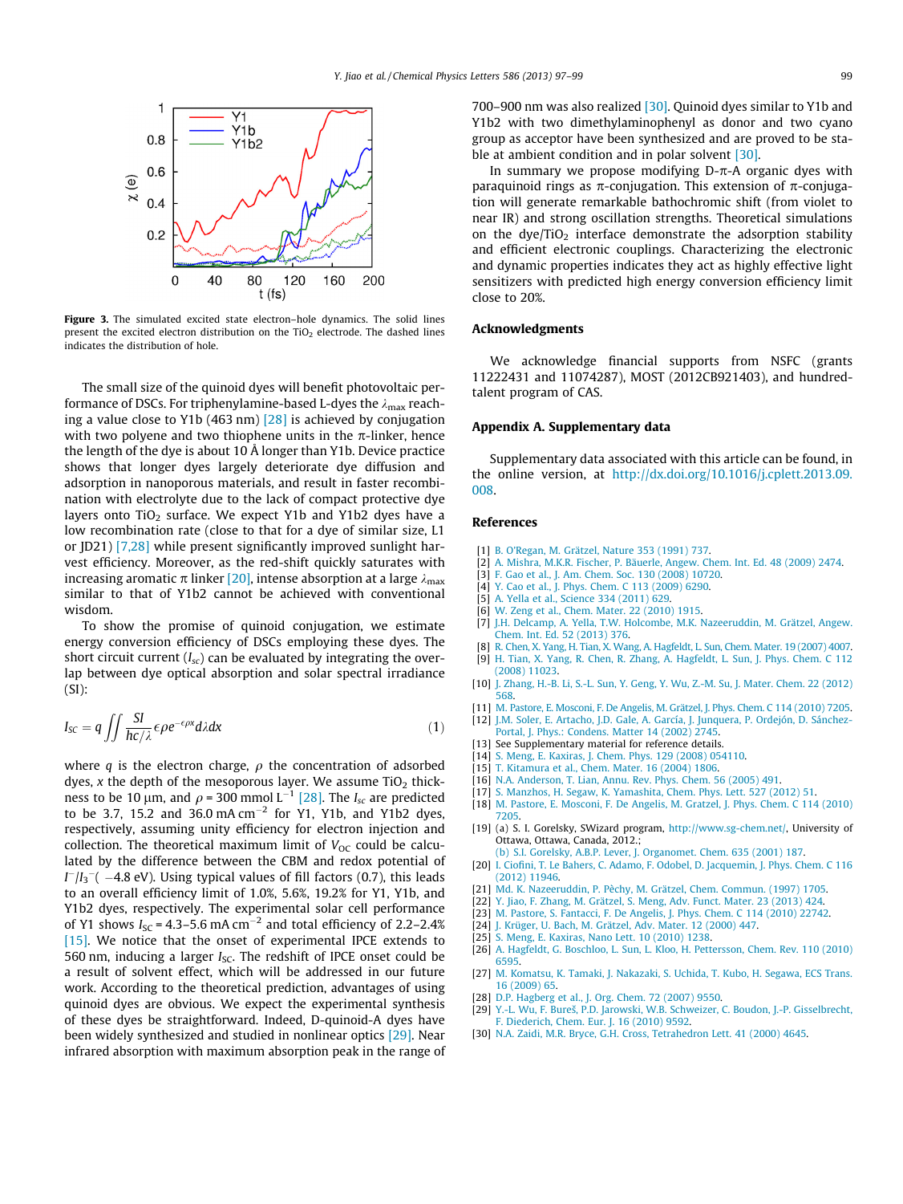1

0.8

0.6

0.4

0.2

0 40 80 120 160 200

t (fs)

χ (e)

Y1

Y1b

Y1b2

**Figure 3.** The simulated excited state electron–hole dynamics. The solid lines present the excited electron distribution on the $TiO_2$ electrode. The dashed lines indicates the distribution of hole.

The small size of the quinoid dyes will benefit photovoltaic performance of DSCs. For triphenylamine-based L-dyes the $\lambda_{max}$ reaching a value close to Y1b (463 nm) [28] is achieved by conjugation with two polyene and two thiophene units in the π-linker, hence the length of the dye is about 10 Å longer than Y1b. Device practice shows that longer dyes largely deteriorate dye diffusion and adsorption in nanoporous materials, and result in faster recombination with electrolyte due to the lack of compact protective dye layers onto $TiO_2$ surface. We expect Y1b and Y1b2 dyes have a low recombination rate (close to that for a dye of similar size, L1 or JD21) [7,28] while present significantly improved sunlight harvest efficiency. Moreover, as the red-shift quickly saturates with increasing aromatic π linker [20], intense absorption at a large $\lambda_{max}$ similar to that of Y1b2 cannot be achieved with conventional wisdom.

To show the promise of quinoid conjugation, we estimate energy conversion efficiency of DSCs employing these dyes. The short circuit current ($I_{sc}$) can be evaluated by integrating the overlap between dye optical absorption and solar spectral irradiance (SI):

$$I_{SC} = q \iint \frac{SI}{hc/\lambda} \epsilon \rho e^{-\epsilon \rho x} d\lambda dx \quad (1)$$

where $q$ is the electron charge, $\rho$ the concentration of adsorbed dyes, $x$ the depth of the mesoporous layer. We assume $TiO_2$ thickness to be 10 μm, and $\rho$ = 300 mmol $L^{-1}$ [28]. The $I_{sc}$ are predicted to be 3.7, 15.2 and 36.0 mA $cm^{-2}$ for Y1, Y1b, and Y1b2 dyes, respectively, assuming unity efficiency for electron injection and collection. The theoretical maximum limit of $V_{OC}$ could be calculated by the difference between the CBM and redox potential of $I^-/I_3^-$ (−4.8 eV). Using typical values of fill factors (0.7), this leads to an overall efficiency limit of 1.0%, 5.6%, 19.2% for Y1, Y1b, and Y1b2 dyes, respectively. The experimental solar cell performance of Y1 shows $I_{SC}$ = 4.3–5.6 mA $cm^{-2}$ and total efficiency of 2.2–2.4% [15]. We notice that the onset of experimental IPCE extends to 560 nm, inducing a larger $I_{SC}$. The redshift of IPCE onset could be a result of solvent effect, which will be addressed in our future work. According to the theoretical prediction, advantages of using quinoid dyes are obvious. We expect the experimental synthesis of these dyes be straightforward. Indeed, D-quinoid-A dyes have been widely synthesized and studied in nonlinear optics [29]. Near infrared absorption with maximum absorption peak in the range of 700–900 nm was also realized [30]. Quinoid dyes similar to Y1b and Y1b2 with two dimethylaminophenyl as donor and two cyano group as acceptor have been synthesized and are proved to be stable at ambient condition and in polar solvent [30].

In summary we propose modifying D-π-A organic dyes with paraquinoid rings as π-conjugation. This extension of π-conjugation will generate remarkable bathochromic shift (from violet to near IR) and strong oscillation strengths. Theoretical simulations on the dye/$TiO_2$ interface demonstrate the adsorption stability and efficient electronic couplings. Characterizing the electronic and dynamic properties indicates they act as highly effective light sensitizers with predicted high energy conversion efficiency limit close to 20%.

## Acknowledgments

We acknowledge financial supports from NSFC (grants 11222431 and 11074287), MOST (2012CB921403), and hundred-talent program of CAS.

## Appendix A. Supplementary data

Supplementary data associated with this article can be found, in the online version, at http://dx.doi.org/10.1016/j.cplett.2013.09.008.

## References

[1] B. O'Regan, M. Grätzel, Nature 353 (1991) 737.
[2] A. Mishra, M.K.R. Fischer, P. Bäuerle, Angew. Chem. Int. Ed. 48 (2009) 2474.
[3] F. Gao et al., J. Am. Chem. Soc. 130 (2008) 10720.
[4] Y. Cao et al., J. Phys. Chem. C 113 (2009) 6290.
[5] A. Yella et al., Science 334 (2011) 629.
[6] W. Zeng et al., Chem. Mater. 22 (2010) 1915.
[7] J.H. Delcamp, A. Yella, T.W. Holcombe, M.K. Nazeeruddin, M. Grätzel, Angew. Chem. Int. Ed. 52 (2013) 376.
[8] R. Chen, X. Yang, H. Tian, X. Wang, A. Hagfeldt, L. Sun, Chem. Mater. 19 (2007) 4007.
[9] H. Tian, X. Yang, R. Chen, R. Zhang, A. Hagfeldt, L. Sun, J. Phys. Chem. C 112 (2008) 11023.
[10] J. Zhang, H.-B. Li, S.-L. Sun, Y. Geng, Y. Wu, Z.-M. Su, J. Mater. Chem. 22 (2012) 568.
[11] M. Pastore, E. Mosconi, F. De Angelis, M. Grätzel, J. Phys. Chem. C 114 (2010) 7205.
[12] J.M. Soler, E. Artacho, J.D. Gale, A. García, J. Junquera, P. Ordejón, D. Sánchez-Portal, J. Phys.: Condens. Matter 14 (2002) 2745.
[13] See Supplementary material for reference details.
[14] S. Meng, E. Kaxiras, J. Chem. Phys. 129 (2008) 054110.
[15] T. Kitamura et al., Chem. Mater. 16 (2004) 1806.
[16] N.A. Anderson, T. Lian, Annu. Rev. Phys. Chem. 56 (2005) 491.
[17] S. Manzhos, H. Segawa, K. Yamashita, Chem. Phys. Lett. 527 (2012) 51.
[18] M. Pastore, E. Mosconi, F. De Angelis, M. Gratzel, J. Phys. Chem. C 114 (2010) 7205.
[19] (a) S. I. Gorelsky, SWizard program, http://www.sg-chem.net/, University of Ottawa, Ottawa, Canada, 2012.;
(b) S.I. Gorelsky, A.B.P. Lever, J. Organomet. Chem. 635 (2001) 187.
[20] I. Ciofini, T. Le Bahers, C. Adamo, F. Odobel, D. Jacquemin, J. Phys. Chem. C 116 (2012) 11946.
[21] Md. K. Nazeeruddin, P. Pèchy, M. Grätzel, Chem. Commun. (1997) 1705.
[22] Y. Jiao, F. Zhang, M. Grätzel, S. Meng, Adv. Funct. Mater. 23 (2013) 424.
[23] M. Pastore, S. Fantacci, F. De Angelis, J. Phys. Chem. C 114 (2010) 22742.
[24] J. Krüger, U. Bach, M. Grätzel, Adv. Mater. 12 (2000) 447.
[25] S. Meng, E. Kaxiras, Nano Lett. 10 (2010) 1238.
[26] A. Hagfeldt, G. Boschloo, L. Sun, L. Kloo, H. Pettersson, Chem. Rev. 110 (2010) 6595.
[27] M. Komatsu, K. Tamaki, J. Nakazaki, S. Uchida, T. Kubo, H. Segawa, ECS Trans. 16 (2009) 65.
[28] D.P. Hagberg et al., J. Org. Chem. 72 (2007) 9550.
[29] Y.-L. Wu, F. Bureš, P.D. Jarowski, W.B. Schweizer, C. Boudon, J.-P. Gisselbrecht, F. Diederich, Chem. Eur. J. 16 (2010) 9592.
[30] N.A. Zaidi, M.R. Bryce, G.H. Cross, Tetrahedron Lett. 41 (2000) 4645.